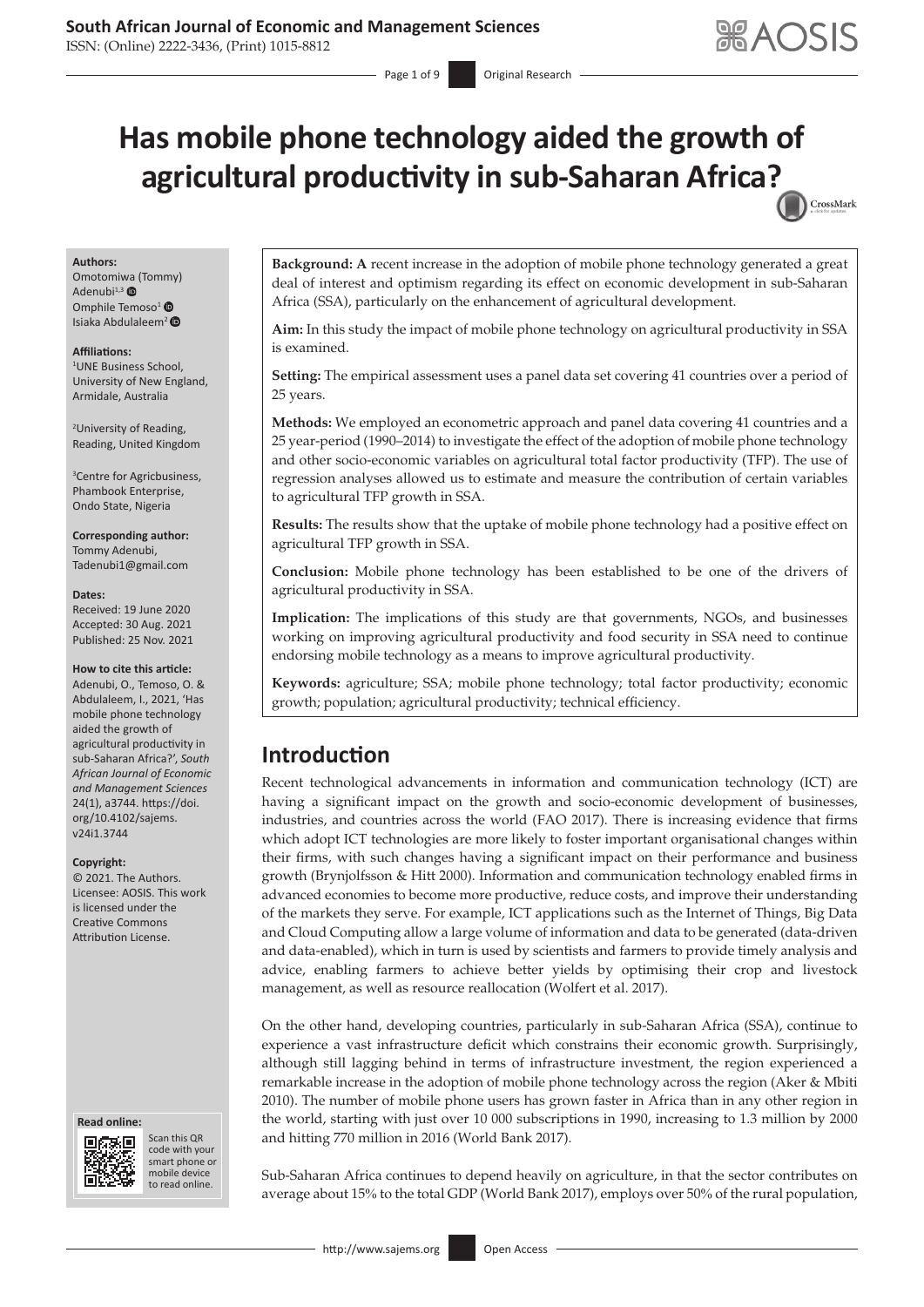# Has mobile phone technology aided the growth of agricultural productivity in sub-Saharan Africa?

**Authors:**
Omotomiwa (Tommy) Adenubi[1,3]
Omphile Temoso[1]
Isiaka Abdulaleem[2]

**Affiliations:**
[1]UNE Business School, University of New England, Armidale, Australia

[2]University of Reading, Reading, United Kingdom

[3]Centre for Agricbusiness, Phambook Enterprise, Ondo State, Nigeria

**Corresponding author:**
Tommy Adenubi,
Tadenubi1@gmail.com

**Dates:**
Received: 19 June 2020
Accepted: 30 Aug. 2021
Published: 25 Nov. 2021

**How to cite this article:**
Adenubi, O., Temoso, O. & Abdulaleem, I., 2021, 'Has mobile phone technology aided the growth of agricultural productivity in sub-Saharan Africa?', *South African Journal of Economic and Management Sciences* 24(1), a3744. https://doi.org/10.4102/sajems.v24i1.3744

**Copyright:**
© 2021. The Authors. Licensee: AOSIS. This work is licensed under the Creative Commons Attribution License.

**Background:** A recent increase in the adoption of mobile phone technology generated a great deal of interest and optimism regarding its effect on economic development in sub-Saharan Africa (SSA), particularly on the enhancement of agricultural development.

**Aim:** In this study the impact of mobile phone technology on agricultural productivity in SSA is examined.

**Setting:** The empirical assessment uses a panel data set covering 41 countries over a period of 25 years.

**Methods:** We employed an econometric approach and panel data covering 41 countries and a 25 year-period (1990–2014) to investigate the effect of the adoption of mobile phone technology and other socio-economic variables on agricultural total factor productivity (TFP). The use of regression analyses allowed us to estimate and measure the contribution of certain variables to agricultural TFP growth in SSA.

**Results:** The results show that the uptake of mobile phone technology had a positive effect on agricultural TFP growth in SSA.

**Conclusion:** Mobile phone technology has been established to be one of the drivers of agricultural productivity in SSA.

**Implication:** The implications of this study are that governments, NGOs, and businesses working on improving agricultural productivity and food security in SSA need to continue endorsing mobile technology as a means to improve agricultural productivity.

**Keywords:** agriculture; SSA; mobile phone technology; total factor productivity; economic growth; population; agricultural productivity; technical efficiency.

## Introduction

Recent technological advancements in information and communication technology (ICT) are having a significant impact on the growth and socio-economic development of businesses, industries, and countries across the world (FAO 2017). There is increasing evidence that firms which adopt ICT technologies are more likely to foster important organisational changes within their firms, with such changes having a significant impact on their performance and business growth (Brynjolfsson & Hitt 2000). Information and communication technology enabled firms in advanced economies to become more productive, reduce costs, and improve their understanding of the markets they serve. For example, ICT applications such as the Internet of Things, Big Data and Cloud Computing allow a large volume of information and data to be generated (data-driven and data-enabled), which in turn is used by scientists and farmers to provide timely analysis and advice, enabling farmers to achieve better yields by optimising their crop and livestock management, as well as resource reallocation (Wolfert et al. 2017).

On the other hand, developing countries, particularly in sub-Saharan Africa (SSA), continue to experience a vast infrastructure deficit which constrains their economic growth. Surprisingly, although still lagging behind in terms of infrastructure investment, the region experienced a remarkable increase in the adoption of mobile phone technology across the region (Aker & Mbiti 2010). The number of mobile phone users has grown faster in Africa than in any other region in the world, starting with just over 10 000 subscriptions in 1990, increasing to 1.3 million by 2000 and hitting 770 million in 2016 (World Bank 2017).

Sub-Saharan Africa continues to depend heavily on agriculture, in that the sector contributes on average about 15% to the total GDP (World Bank 2017), employs over 50% of the rural population,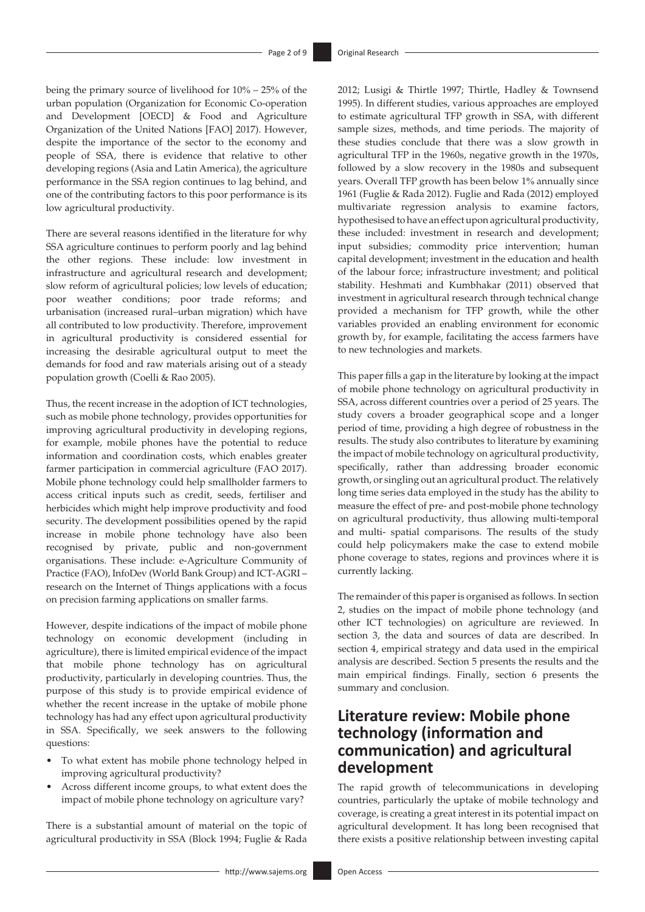being the primary source of livelihood for 10% – 25% of the urban population (Organization for Economic Co-operation and Development [OECD] & Food and Agriculture Organization of the United Nations [FAO] 2017). However, despite the importance of the sector to the economy and people of SSA, there is evidence that relative to other developing regions (Asia and Latin America), the agriculture performance in the SSA region continues to lag behind, and one of the contributing factors to this poor performance is its low agricultural productivity.

There are several reasons identified in the literature for why SSA agriculture continues to perform poorly and lag behind the other regions. These include: low investment in infrastructure and agricultural research and development; slow reform of agricultural policies; low levels of education; poor weather conditions; poor trade reforms; and urbanisation (increased rural–urban migration) which have all contributed to low productivity. Therefore, improvement in agricultural productivity is considered essential for increasing the desirable agricultural output to meet the demands for food and raw materials arising out of a steady population growth (Coelli & Rao 2005).

Thus, the recent increase in the adoption of ICT technologies, such as mobile phone technology, provides opportunities for improving agricultural productivity in developing regions, for example, mobile phones have the potential to reduce information and coordination costs, which enables greater farmer participation in commercial agriculture (FAO 2017). Mobile phone technology could help smallholder farmers to access critical inputs such as credit, seeds, fertiliser and herbicides which might help improve productivity and food security. The development possibilities opened by the rapid increase in mobile phone technology have also been recognised by private, public and non-government organisations. These include: e-Agriculture Community of Practice (FAO), InfoDev (World Bank Group) and ICT-AGRI – research on the Internet of Things applications with a focus on precision farming applications on smaller farms.

However, despite indications of the impact of mobile phone technology on economic development (including in agriculture), there is limited empirical evidence of the impact that mobile phone technology has on agricultural productivity, particularly in developing countries. Thus, the purpose of this study is to provide empirical evidence of whether the recent increase in the uptake of mobile phone technology has had any effect upon agricultural productivity in SSA. Specifically, we seek answers to the following questions:

- To what extent has mobile phone technology helped in improving agricultural productivity?
- Across different income groups, to what extent does the impact of mobile phone technology on agriculture vary?

There is a substantial amount of material on the topic of agricultural productivity in SSA (Block 1994; Fuglie & Rada 2012; Lusigi & Thirtle 1997; Thirtle, Hadley & Townsend 1995). In different studies, various approaches are employed to estimate agricultural TFP growth in SSA, with different sample sizes, methods, and time periods. The majority of these studies conclude that there was a slow growth in agricultural TFP in the 1960s, negative growth in the 1970s, followed by a slow recovery in the 1980s and subsequent years. Overall TFP growth has been below 1% annually since 1961 (Fuglie & Rada 2012). Fuglie and Rada (2012) employed multivariate regression analysis to examine factors, hypothesised to have an effect upon agricultural productivity, these included: investment in research and development; input subsidies; commodity price intervention; human capital development; investment in the education and health of the labour force; infrastructure investment; and political stability. Heshmati and Kumbhakar (2011) observed that investment in agricultural research through technical change provided a mechanism for TFP growth, while the other variables provided an enabling environment for economic growth by, for example, facilitating the access farmers have to new technologies and markets.

This paper fills a gap in the literature by looking at the impact of mobile phone technology on agricultural productivity in SSA, across different countries over a period of 25 years. The study covers a broader geographical scope and a longer period of time, providing a high degree of robustness in the results. The study also contributes to literature by examining the impact of mobile technology on agricultural productivity, specifically, rather than addressing broader economic growth, or singling out an agricultural product. The relatively long time series data employed in the study has the ability to measure the effect of pre- and post-mobile phone technology on agricultural productivity, thus allowing multi-temporal and multi- spatial comparisons. The results of the study could help policymakers make the case to extend mobile phone coverage to states, regions and provinces where it is currently lacking.

The remainder of this paper is organised as follows. In section 2, studies on the impact of mobile phone technology (and other ICT technologies) on agriculture are reviewed. In section 3, the data and sources of data are described. In section 4, empirical strategy and data used in the empirical analysis are described. Section 5 presents the results and the main empirical findings. Finally, section 6 presents the summary and conclusion.

## Literature review: Mobile phone technology (information and communication) and agricultural development

The rapid growth of telecommunications in developing countries, particularly the uptake of mobile technology and coverage, is creating a great interest in its potential impact on agricultural development. It has long been recognised that there exists a positive relationship between investing capital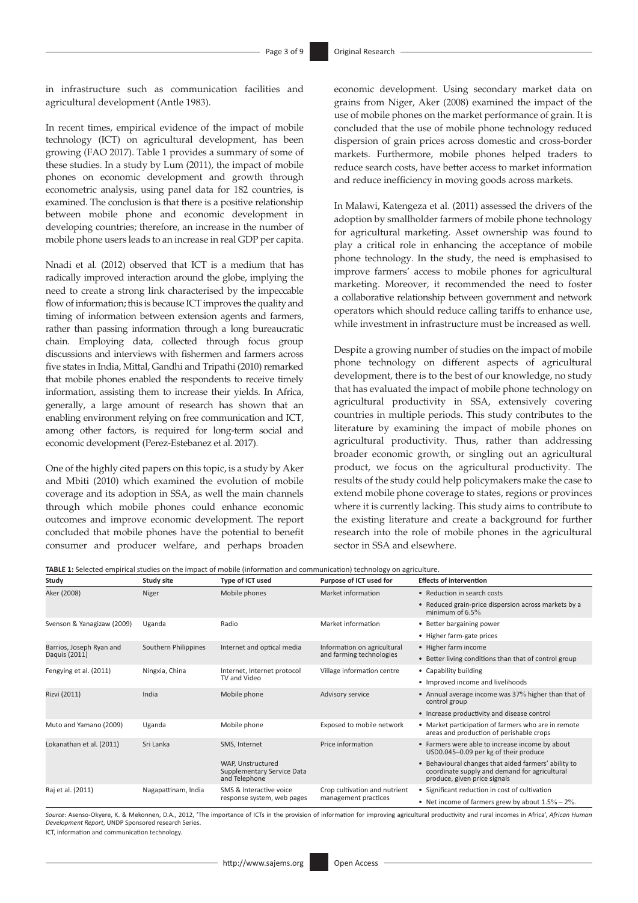in infrastructure such as communication facilities and agricultural development (Antle 1983).

In recent times, empirical evidence of the impact of mobile technology (ICT) on agricultural development, has been growing (FAO 2017). Table 1 provides a summary of some of these studies. In a study by Lum (2011), the impact of mobile phones on economic development and growth through econometric analysis, using panel data for 182 countries, is examined. The conclusion is that there is a positive relationship between mobile phone and economic development in developing countries; therefore, an increase in the number of mobile phone users leads to an increase in real GDP per capita.

Nnadi et al. (2012) observed that ICT is a medium that has radically improved interaction around the globe, implying the need to create a strong link characterised by the impeccable flow of information; this is because ICT improves the quality and timing of information between extension agents and farmers, rather than passing information through a long bureaucratic chain. Employing data, collected through focus group discussions and interviews with fishermen and farmers across five states in India, Mittal, Gandhi and Tripathi (2010) remarked that mobile phones enabled the respondents to receive timely information, assisting them to increase their yields. In Africa, generally, a large amount of research has shown that an enabling environment relying on free communication and ICT, among other factors, is required for long-term social and economic development (Perez-Estebanez et al. 2017).

One of the highly cited papers on this topic, is a study by Aker and Mbiti (2010) which examined the evolution of mobile coverage and its adoption in SSA, as well the main channels through which mobile phones could enhance economic outcomes and improve economic development. The report concluded that mobile phones have the potential to benefit consumer and producer welfare, and perhaps broaden economic development. Using secondary market data on grains from Niger, Aker (2008) examined the impact of the use of mobile phones on the market performance of grain. It is concluded that the use of mobile phone technology reduced dispersion of grain prices across domestic and cross-border markets. Furthermore, mobile phones helped traders to reduce search costs, have better access to market information and reduce inefficiency in moving goods across markets.

In Malawi, Katengeza et al. (2011) assessed the drivers of the adoption by smallholder farmers of mobile phone technology for agricultural marketing. Asset ownership was found to play a critical role in enhancing the acceptance of mobile phone technology. In the study, the need is emphasised to improve farmers' access to mobile phones for agricultural marketing. Moreover, it recommended the need to foster a collaborative relationship between government and network operators which should reduce calling tariffs to enhance use, while investment in infrastructure must be increased as well.

Despite a growing number of studies on the impact of mobile phone technology on different aspects of agricultural development, there is to the best of our knowledge, no study that has evaluated the impact of mobile phone technology on agricultural productivity in SSA, extensively covering countries in multiple periods. This study contributes to the literature by examining the impact of mobile phones on agricultural productivity. Thus, rather than addressing broader economic growth, or singling out an agricultural product, we focus on the agricultural productivity. The results of the study could help policymakers make the case to extend mobile phone coverage to states, regions or provinces where it is currently lacking. This study aims to contribute to the existing literature and create a background for further research into the role of mobile phones in the agricultural sector in SSA and elsewhere.

**TABLE 1:** Selected empirical studies on the impact of mobile (information and communication) technology on agriculture.

| Study | Study site | Type of ICT used | Purpose of ICT used for | Effects of intervention |
|---|---|---|---|---|
| Aker (2008) | Niger | Mobile phones | Market information | • Reduction in search costs |
| | | | | • Reduced grain-price dispersion across markets by a minimum of 6.5% |
| Svenson & Yanagizaw (2009) | Uganda | Radio | Market information | • Better bargaining power |
| | | | | • Higher farm-gate prices |
| Barrios, Joseph Ryan and Daquis (2011) | Southern Philippines | Internet and optical media | Information on agricultural and farming technologies | • Higher farm income |
| | | | | • Better living conditions than that of control group |
| Fengying et al. (2011) | Ningxia, China | Internet, Internet protocol TV and Video | Village information centre | • Capability building |
| | | | | • Improved income and livelihoods |
| Rizvi (2011) | India | Mobile phone | Advisory service | • Annual average income was 37% higher than that of control group |
| | | | | • Increase productivity and disease control |
| Muto and Yamano (2009) | Uganda | Mobile phone | Exposed to mobile network | • Market participation of farmers who are in remote areas and production of perishable crops |
| Lokanathan et al. (2011) | Sri Lanka | SMS, Internet | Price information | • Farmers were able to increase income by about USD0.045–0.09 per kg of their produce |
| | | WAP, Unstructured Supplementary Service Data and Telephone | | • Behavioural changes that aided farmers' ability to coordinate supply and demand for agricultural produce, given price signals |
| Raj et al. (2011) | Nagapattinam, India | SMS & Interactive voice response system, web pages | Crop cultivation and nutrient management practices | • Significant reduction in cost of cultivation |
| | | | | • Net income of farmers grew by about 1.5% – 2%. |

*Source*: Asenso-Okyere, K. & Mekonnen, D.A., 2012, 'The importance of ICTs in the provision of information for improving agricultural productivity and rural incomes in Africa', *African Human Development Report*, UNDP Sponsored research Series.

ICT, information and communication technology.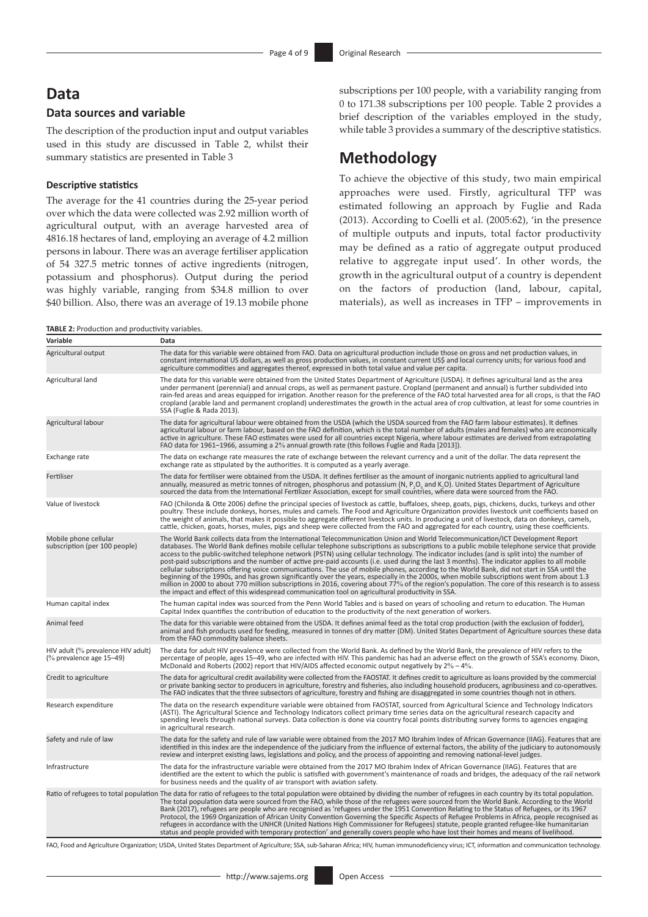## Data

### Data sources and variable

The description of the production input and output variables used in this study are discussed in Table 2, whilst their summary statistics are presented in Table 3

#### Descriptive statistics

The average for the 41 countries during the 25-year period over which the data were collected was 2.92 million worth of agricultural output, with an average harvested area of 4816.18 hectares of land, employing an average of 4.2 million persons in labour. There was an average fertiliser application of 54 327.5 metric tonnes of active ingredients (nitrogen, potassium and phosphorus). Output during the period was highly variable, ranging from $34.8 million to over $40 billion. Also, there was an average of 19.13 mobile phone subscriptions per 100 people, with a variability ranging from 0 to 171.38 subscriptions per 100 people. Table 2 provides a brief description of the variables employed in the study, while table 3 provides a summary of the descriptive statistics.

**TABLE 2:** Production and productivity variables.

| Variable | Data |
|---|---|
| Agricultural output | The data for this variable were obtained from FAO. Data on agricultural production include those on gross and net production values, in constant international US dollars, as well as gross production values, in constant current US$ and local currency units; for various food and agriculture commodities and aggregates thereof, expressed in both total value and value per capita. |
| Agricultural land | The data for this variable were obtained from the United States Department of Agriculture (USDA). It defines agricultural land as the area under permanent (perennial) and annual crops, as well as permanent pasture. Cropland (permanent and annual) is further subdivided into rain-fed areas and areas equipped for irrigation. Another reason for the preference of the FAO total harvested area for all crops, is that the FAO cropland (arable land and permanent cropland) underestimates the growth in the actual area of crop cultivation, at least for some countries in SSA (Fuglie & Rada 2013). |
| Agricultural labour | The data for agricultural labour were obtained from the USDA (which the USDA sourced from the FAO farm labour estimates). It defines agricultural labour or farm labour, based on the FAO definition, which is the total number of adults (males and females) who are economically active in agriculture. These FAO estimates were used for all countries except Nigeria, where labour estimates are derived from extrapolating FAO data for 1961–1966, assuming a 2% annual growth rate (this follows Fuglie and Rada [2013]). |
| Exchange rate | The data on exchange rate measures the rate of exchange between the relevant currency and a unit of the dollar. The data represent the exchange rate as stipulated by the authorities. It is computed as a yearly average. |
| Fertiliser | The data for fertiliser were obtained from the USDA. It defines fertiliser as the amount of inorganic nutrients applied to agricultural land annually, measured as metric tonnes of nitrogen, phosphorus and potassium (N, $P_2O_5$ and $K_2O$). United States Department of Agriculture sourced the data from the International Fertilizer Association, except for small countries, where data were sourced from the FAO. |
| Value of livestock | FAO (Chilonda & Otte 2006) define the principal species of livestock as cattle, buffaloes, sheep, goats, pigs, chickens, ducks, turkeys and other poultry. These include donkeys, horses, mules and camels. The Food and Agriculture Organization provides livestock unit coefficients based on the weight of animals, that makes it possible to aggregate different livestock units. In producing a unit of livestock, data on donkeys, camels, cattle, chicken, goats, horses, mules, pigs and sheep were collected from the FAO and aggregated for each country, using these coefficients. |
| Mobile phone cellular subscription (per 100 people) | The World Bank collects data from the International Telecommunication Union and World Telecommunication/ICT Development Report databases. The World Bank defines mobile cellular telephone subscriptions as subscriptions to a public mobile telephone service that provide access to the public-switched telephone network (PSTN) using cellular technology. The indicator includes (and is split into) the number of post-paid subscriptions and the number of active pre-paid accounts (i.e. used during the last 3 months). The indicator applies to all mobile cellular subscriptions offering voice communications. The use of mobile phones, according to the World Bank, did not start in SSA until the beginning of the 1990s, and has grown significantly over the years, especially in the 2000s, when mobile subscriptions went from about 1.3 million in 2000 to about 770 million subscriptions in 2016, covering about 77% of the region's population. The core of this research is to assess the impact and effect of this widespread communication tool on agricultural productivity in SSA. |
| Human capital index | The human capital index was sourced from the Penn World Tables and is based on years of schooling and return to education. The Human Capital Index quantifies the contribution of education to the productivity of the next generation of workers. |
| Animal feed | The data for this variable were obtained from the USDA. It defines animal feed as the total crop production (with the exclusion of fodder), animal and fish products used for feeding, measured in tonnes of dry matter (DM). United States Department of Agriculture sources these data from the FAO commodity balance sheets. |
| HIV adult (% prevalence HIV adult) (% prevalence age 15–49) | The data for adult HIV prevalence were collected from the World Bank. As defined by the World Bank, the prevalence of HIV refers to the percentage of people, ages 15–49, who are infected with HIV. This pandemic has had an adverse effect on the growth of SSA's economy. Dixon, McDonald and Roberts (2002) report that HIV/AIDS affected economic output negatively by 2% – 4%. |
| Credit to agriculture | The data for agricultural credit availability were collected from the FAOSTAT. It defines credit to agriculture as loans provided by the commercial or private banking sector to producers in agriculture, forestry and fisheries, also including household producers, agribusiness and co-operatives. The FAO indicates that the three subsectors of agriculture, forestry and fishing are disaggregated in some countries though not in others. |
| Research expenditure | The data on the research expenditure variable were obtained from FAOSTAT, sourced from Agricultural Science and Technology Indicators (ASTI). The Agricultural Science and Technology Indicators collect primary time series data on the agricultural research capacity and spending levels through national surveys. Data collection is done via country focal points distributing survey forms to agencies engaging in agricultural research. |
| Safety and rule of law | The data for the safety and rule of law variable were obtained from the 2017 MO Ibrahim Index of African Governance (IIAG). Features that are identified in this index are the independence of the judiciary from the influence of external factors, the ability of the judiciary to autonomously review and interpret existing laws, legislations and policy, and the process of appointing and removing national-level judges. |
| Infrastructure | The data for the infrastructure variable were obtained from the 2017 MO Ibrahim Index of African Governance (IIAG). Features that are identified are the extent to which the public is satisfied with government's maintenance of roads and bridges, the adequacy of the rail network for business needs and the quality of air transport with aviation safety. |
| Ratio of refugees to total population | The data for ratio of refugees to the total population were obtained by dividing the number of refugees in each country by its total population. The total population data were sourced from the FAO, while those of the refugees were sourced from the World Bank. According to the World Bank (2017), refugees are people who are recognised as 'refugees under the 1951 Convention Relating to the Status of Refugees, or its 1967 Protocol, the 1969 Organization of African Unity Convention Governing the Specific Aspects of Refugee Problems in Africa, people recognised as refugees in accordance with the UNHCR (United Nations High Commissioner for Refugees) statute, people granted refugee-like humanitarian status and people provided with temporary protection' and generally covers people who have lost their homes and means of livelihood. |

FAO, Food and Agriculture Organization; USDA, United States Department of Agriculture; SSA, sub-Saharan Africa; HIV, human immunodeficiency virus; ICT, information and communication technology.

## Methodology

To achieve the objective of this study, two main empirical approaches were used. Firstly, agricultural TFP was estimated following an approach by Fuglie and Rada (2013). According to Coelli et al. (2005:62), 'in the presence of multiple outputs and inputs, total factor productivity may be defined as a ratio of aggregate output produced relative to aggregate input used'. In other words, the growth in the agricultural output of a country is dependent on the factors of production (land, labour, capital, materials), as well as increases in TFP – improvements in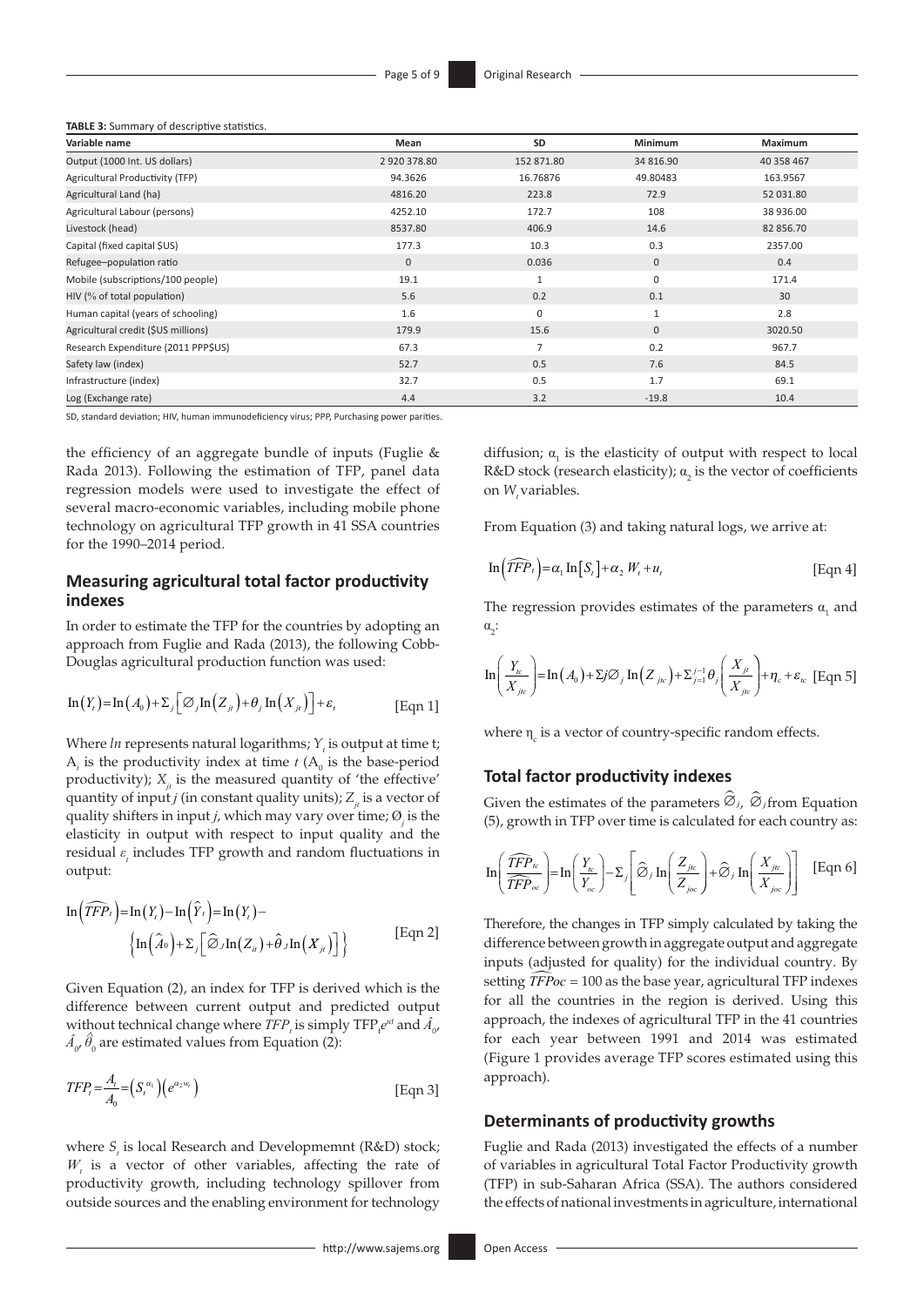**TABLE 3:** Summary of descriptive statistics.

| Variable name | Mean | SD | Minimum | Maximum |
|---|---|---|---|---|
| Output (1000 Int. US dollars) | 2 920 378.80 | 152 871.80 | 34 816.90 | 40 358 467 |
| Agricultural Productivity (TFP) | 94.3626 | 16.76876 | 49.80483 | 163.9567 |
| Agricultural Land (ha) | 4816.20 | 223.8 | 72.9 | 52 031.80 |
| Agricultural Labour (persons) | 4252.10 | 172.7 | 108 | 38 936.00 |
| Livestock (head) | 8537.80 | 406.9 | 14.6 | 82 856.70 |
| Capital (fixed capital $US) | 177.3 | 10.3 | 0.3 | 2357.00 |
| Refugee–population ratio | 0 | 0.036 | 0 | 0.4 |
| Mobile (subscriptions/100 people) | 19.1 | 1 | 0 | 171.4 |
| HIV (% of total population) | 5.6 | 0.2 | 0.1 | 30 |
| Human capital (years of schooling) | 1.6 | 0 | 1 | 2.8 |
| Agricultural credit ($US millions) | 179.9 | 15.6 | 0 | 3020.50 |
| Research Expenditure (2011 PPP$US) | 67.3 | 7 | 0.2 | 967.7 |
| Safety law (index) | 52.7 | 0.5 | 7.6 | 84.5 |
| Infrastructure (index) | 32.7 | 0.5 | 1.7 | 69.1 |
| Log (Exchange rate) | 4.4 | 3.2 | -19.8 | 10.4 |

SD, standard deviation; HIV, human immunodeficiency virus; PPP, Purchasing power parities.

the efficiency of an aggregate bundle of inputs (Fuglie & Rada 2013). Following the estimation of TFP, panel data regression models were used to investigate the effect of several macro-economic variables, including mobile phone technology on agricultural TFP growth in 41 SSA countries for the 1990–2014 period.

## Measuring agricultural total factor productivity indexes

In order to estimate the TFP for the countries by adopting an approach from Fuglie and Rada (2013), the following Cobb-Douglas agricultural production function was used:

$$\ln\left(Y_t\right)=\ln\left(A_0\right)+\Sigma_j\left[\varnothing_j \ln\left(Z_{jt}\right)+\theta_j \ln\left(X_{jt}\right)\right]+\varepsilon_t \qquad \text{[Eqn 1]}$$

Where $ln$ represents natural logarithms; $Y_t$ is output at time t; $A_t$ is the productivity index at time $t$ ($A_0$ is the base-period productivity); $X_{jt}$ is the measured quantity of 'the effective' quantity of input $j$ (in constant quality units); $Z_{jt}$ is a vector of quality shifters in input $j$, which may vary over time; $Ø_j$ is the elasticity in output with respect to input quality and the residual $\varepsilon_t$ includes TFP growth and random fluctuations in output:

$$\ln\left(\widehat{TFP}_t\right)=\ln\left(Y_t\right)-\ln\left(\hat{Y}_t\right)=\ln\left(Y_t\right)-\left\{\ln\left(\hat{A}_0\right)+\Sigma_j\left[\widehat{\varnothing}_J \ln\left(Z_{it}\right)+\hat{\theta}_J \ln\left(X_{jt}\right)\right]\right\} \qquad \text{[Eqn 2]}$$

Given Equation (2), an index for TFP is derived which is the difference between current output and predicted output without technical change where $TFP_t$ is simply $TFP_t e^{ut}$ and $\hat{A}_0$, $\hat{A}_0$, $\hat{\theta}_0$ are estimated values from Equation (2):

$$TFP_t=\frac{A_t}{A_0}=\left(S_t^{\alpha_1}\right)\left(e^{\alpha_2 w_t}\right) \qquad \text{[Eqn 3]}$$

where $S_t$ is local Research and Developmemnt (R&D) stock; $W_t$ is a vector of other variables, affecting the rate of productivity growth, including technology spillover from outside sources and the enabling environment for technology diffusion; $\alpha_1$ is the elasticity of output with respect to local R&D stock (research elasticity); $\alpha_2$ is the vector of coefficients on $W_t$ variables.

From Equation (3) and taking natural logs, we arrive at:

$$\ln\left(\widehat{TFP}_t\right)=\alpha_1 \ln\left[S_t\right]+\alpha_2 W_t+u_t \qquad \text{[Eqn 4]}$$

The regression provides estimates of the parameters $\alpha_1$ and $\alpha_2$:

$$\ln\left(\frac{Y_{tc}}{X_{jtc}}\right)=\ln\left(A_0\right)+\Sigma j \varnothing_j \ln\left(Z_{jtc}\right)+\Sigma_{j=1}^{j-1}\theta_j\left(\frac{X_{jt}}{X_{jtc}}\right)+\eta_c+\varepsilon_{tc} \qquad \text{[Eqn 5]}$$

where $\eta_c$ is a vector of country-specific random effects.

## Total factor productivity indexes

Given the estimates of the parameters $\widehat{\varnothing}_J$, $\widehat{\varnothing}_J$ from Equation (5), growth in TFP over time is calculated for each country as:

$$\ln\left(\frac{\widehat{TFP}_{tc}}{\widehat{TFP}_{oc}}\right)=\ln\left(\frac{Y_{tc}}{Y_{oc}}\right)-\Sigma_j\left[\widehat{\varnothing}_J \ln\left(\frac{Z_{jtc}}{Z_{joc}}\right)+\widehat{\varnothing}_J \ln\left(\frac{X_{jtc}}{X_{joc}}\right)\right] \qquad \text{[Eqn 6]}$$

Therefore, the changes in TFP simply calculated by taking the difference between growth in aggregate output and aggregate inputs (adjusted for quality) for the individual country. By setting $\widehat{TFPoc}$ = 100 as the base year, agricultural TFP indexes for all the countries in the region is derived. Using this approach, the indexes of agricultural TFP in the 41 countries for each year between 1991 and 2014 was estimated (Figure 1 provides average TFP scores estimated using this approach).

## Determinants of productivity growths

Fuglie and Rada (2013) investigated the effects of a number of variables in agricultural Total Factor Productivity growth (TFP) in sub-Saharan Africa (SSA). The authors considered the effects of national investments in agriculture, international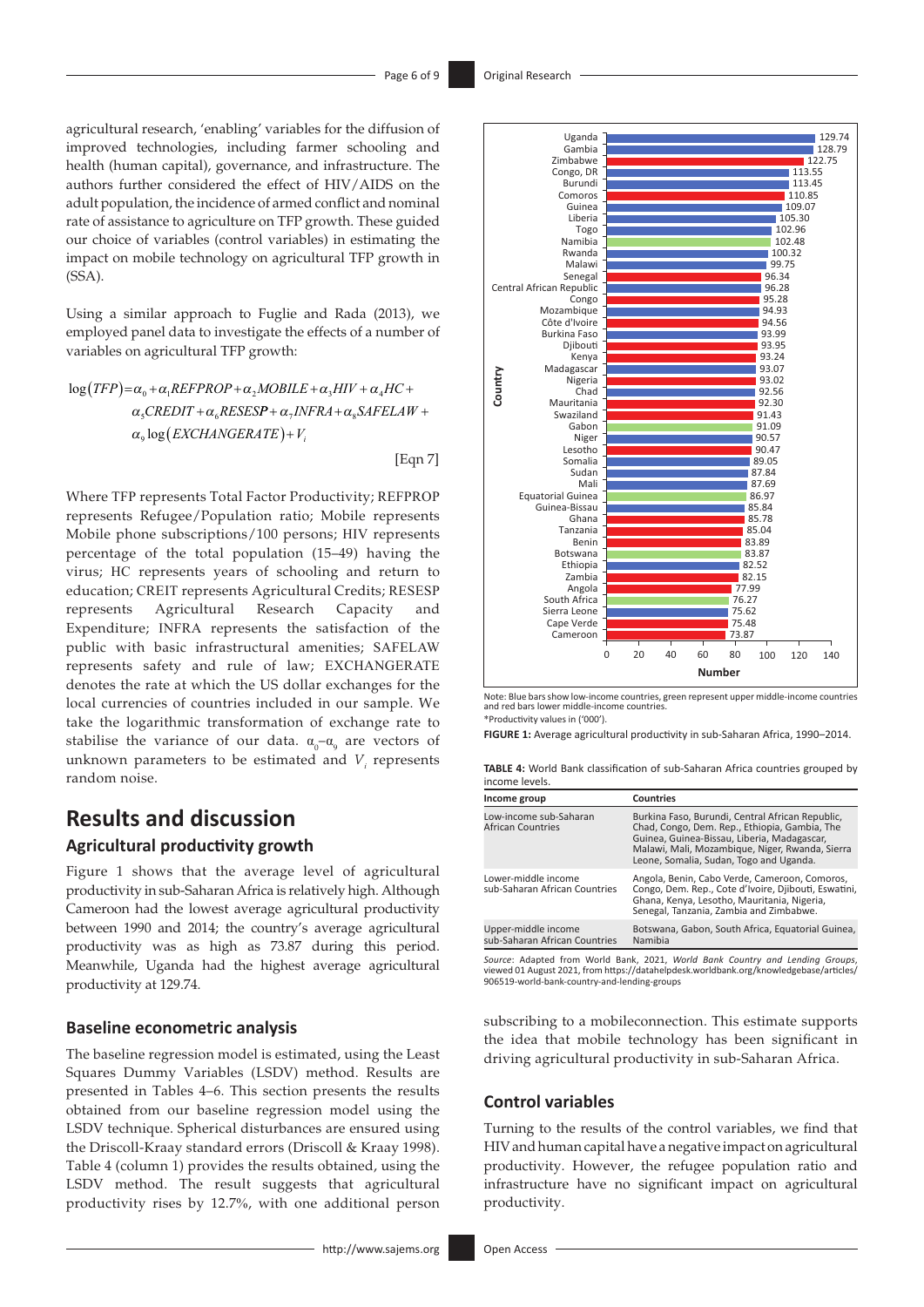agricultural research, 'enabling' variables for the diffusion of improved technologies, including farmer schooling and health (human capital), governance, and infrastructure. The authors further considered the effect of HIV/AIDS on the adult population, the incidence of armed conflict and nominal rate of assistance to agriculture on TFP growth. These guided our choice of variables (control variables) in estimating the impact on mobile technology on agricultural TFP growth in (SSA).

Using a similar approach to Fuglie and Rada (2013), we employed panel data to investigate the effects of a number of variables on agricultural TFP growth:

$$\log(TFP) = \alpha_0 + \alpha_1 REFPROP + \alpha_2 MOBILE + \alpha_3 HIV + \alpha_4 HC + \alpha_5 CREDIT + \alpha_6 RESESP + \alpha_7 INFRA + \alpha_8 SAFELAW + \alpha_9 \log(EXCHANGERATE) + V_i \quad \text{[Eqn 7]}$$

Where TFP represents Total Factor Productivity; REFPROP represents Refugee/Population ratio; Mobile represents Mobile phone subscriptions/100 persons; HIV represents percentage of the total population (15–49) having the virus; HC represents years of schooling and return to education; CREIT represents Agricultural Credits; RESESP represents Agricultural Research Capacity and Expenditure; INFRA represents the satisfaction of the public with basic infrastructural amenities; SAFELAW represents safety and rule of law; EXCHANGERATE denotes the rate at which the US dollar exchanges for the local currencies of countries included in our sample. We take the logarithmic transformation of exchange rate to stabilise the variance of our data. $\alpha_0$–$\alpha_9$ are vectors of unknown parameters to be estimated and $V_i$ represents random noise.

# Results and discussion

## Agricultural productivity growth

Figure 1 shows that the average level of agricultural productivity in sub-Saharan Africa is relatively high. Although Cameroon had the lowest average agricultural productivity between 1990 and 2014; the country's average agricultural productivity was as high as 73.87 during this period. Meanwhile, Uganda had the highest average agricultural productivity at 129.74.

| Country | Number |
|---|---|
| Uganda | 129.74 |
| Gambia | 128.79 |
| Zimbabwe | 122.75 |
| Congo, DR | 113.55 |
| Burundi | 113.45 |
| Comoros | 110.85 |
| Guinea | 109.07 |
| Liberia | 105.30 |
| Togo | 102.96 |
| Namibia | 102.48 |
| Rwanda | 100.32 |
| Malawi | 99.75 |
| Senegal | 96.34 |
| Central African Republic | 96.28 |
| Congo | 95.28 |
| Mozambique | 94.93 |
| Côte d'Ivoire | 94.56 |
| Burkina Faso | 93.99 |
| Djibouti | 93.95 |
| Kenya | 93.24 |
| Madagascar | 93.07 |
| Nigeria | 93.02 |
| Chad | 92.56 |
| Mauritania | 92.30 |
| Swaziland | 91.43 |
| Gabon | 91.09 |
| Niger | 90.57 |
| Lesotho | 90.47 |
| Somalia | 89.05 |
| Sudan | 87.84 |
| Mali | 87.69 |
| Equatorial Guinea | 86.97 |
| Guinea-Bissau | 85.84 |
| Ghana | 85.78 |
| Tanzania | 85.04 |
| Benin | 83.89 |
| Botswana | 83.87 |
| Ethiopia | 82.52 |
| Zambia | 82.15 |
| Angola | 77.99 |
| South Africa | 76.27 |
| Sierra Leone | 75.62 |
| Cape Verde | 75.48 |
| Cameroon | 73.87 |

Note: Blue bars show low-income countries, green represent upper middle-income countries and red bars lower middle-income countries.
*Productivity values in ('000').

**FIGURE 1:** Average agricultural productivity in sub-Saharan Africa, 1990–2014.

**TABLE 4:** World Bank classification of sub-Saharan Africa countries grouped by income levels.

| Income group | Countries |
|---|---|
| Low-income sub-Saharan African Countries | Burkina Faso, Burundi, Central African Republic, Chad, Congo, Dem. Rep., Ethiopia, Gambia, The Guinea, Guinea-Bissau, Liberia, Madagascar, Malawi, Mali, Mozambique, Niger, Rwanda, Sierra Leone, Somalia, Sudan, Togo and Uganda. |
| Lower-middle income sub-Saharan African Countries | Angola, Benin, Cabo Verde, Cameroon, Comoros, Congo, Dem. Rep., Cote d'Ivoire, Djibouti, Eswatini, Ghana, Kenya, Lesotho, Mauritania, Nigeria, Senegal, Tanzania, Zambia and Zimbabwe. |
| Upper-middle income sub-Saharan African Countries | Botswana, Gabon, South Africa, Equatorial Guinea, Namibia |

*Source*: Adapted from World Bank, 2021, *World Bank Country and Lending Groups*, viewed 01 August 2021, from https://datahelpdesk.worldbank.org/knowledgebase/articles/906519-world-bank-country-and-lending-groups

## Baseline econometric analysis

The baseline regression model is estimated, using the Least Squares Dummy Variables (LSDV) method. Results are presented in Tables 4–6. This section presents the results obtained from our baseline regression model using the LSDV technique. Spherical disturbances are ensured using the Driscoll-Kraay standard errors (Driscoll & Kraay 1998). Table 4 (column 1) provides the results obtained, using the LSDV method. The result suggests that agricultural productivity rises by 12.7%, with one additional person subscribing to a mobileconnection. This estimate supports the idea that mobile technology has been significant in driving agricultural productivity in sub-Saharan Africa.

## Control variables

Turning to the results of the control variables, we find that HIV and human capital have a negative impact on agricultural productivity. However, the refugee population ratio and infrastructure have no significant impact on agricultural productivity.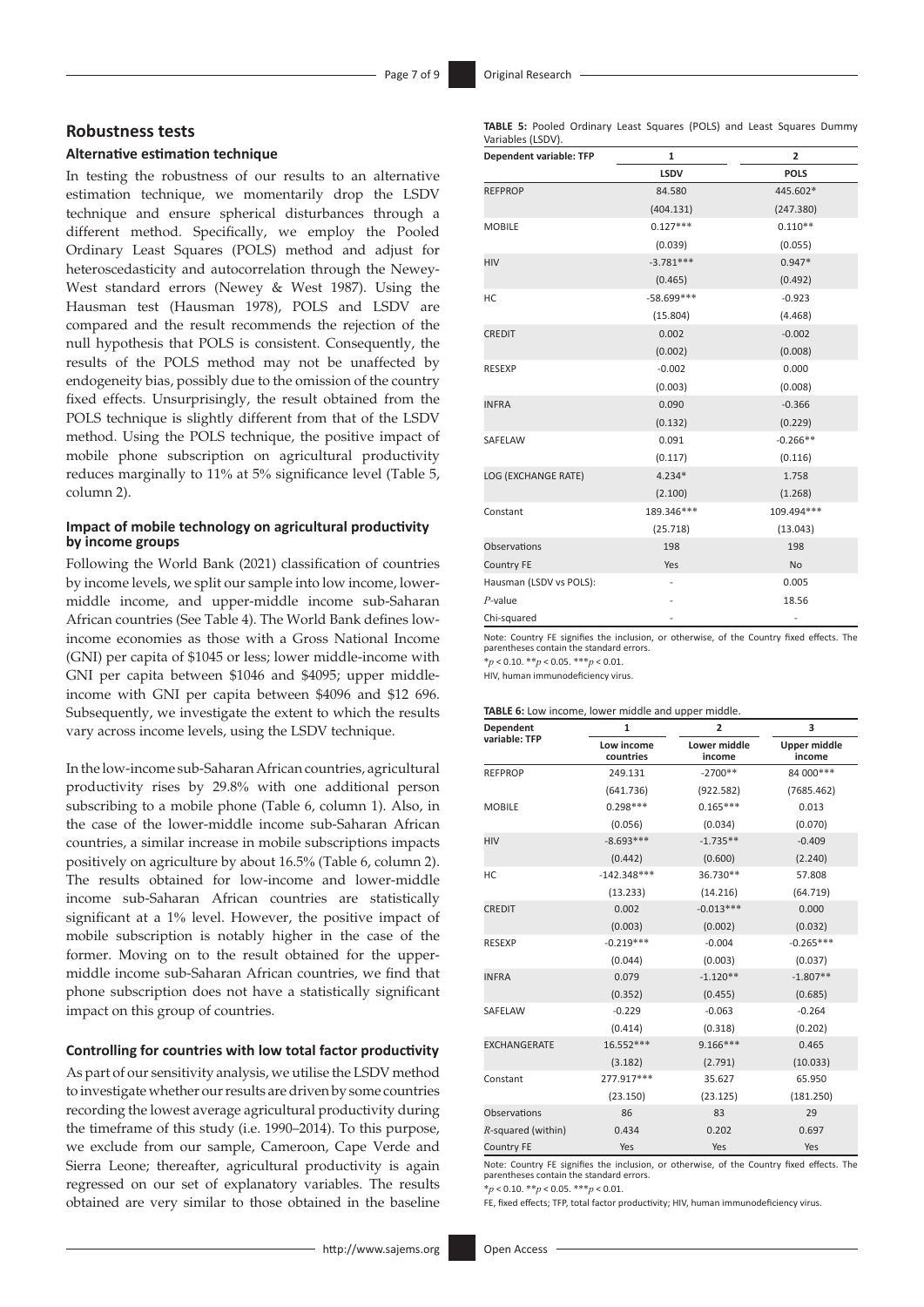## Robustness tests

### Alternative estimation technique

In testing the robustness of our results to an alternative estimation technique, we momentarily drop the LSDV technique and ensure spherical disturbances through a different method. Specifically, we employ the Pooled Ordinary Least Squares (POLS) method and adjust for heteroscedasticity and autocorrelation through the Newey-West standard errors (Newey & West 1987). Using the Hausman test (Hausman 1978), POLS and LSDV are compared and the result recommends the rejection of the null hypothesis that POLS is consistent. Consequently, the results of the POLS method may not be unaffected by endogeneity bias, possibly due to the omission of the country fixed effects. Unsurprisingly, the result obtained from the POLS technique is slightly different from that of the LSDV method. Using the POLS technique, the positive impact of mobile phone subscription on agricultural productivity reduces marginally to 11% at 5% significance level (Table 5, column 2).

### Impact of mobile technology on agricultural productivity by income groups

Following the World Bank (2021) classification of countries by income levels, we split our sample into low income, lower-middle income, and upper-middle income sub-Saharan African countries (See Table 4). The World Bank defines low-income economies as those with a Gross National Income (GNI) per capita of $1045 or less; lower middle-income with GNI per capita between $1046 and $4095; upper middle-income with GNI per capita between $4096 and $12 696. Subsequently, we investigate the extent to which the results vary across income levels, using the LSDV technique.

In the low-income sub-Saharan African countries, agricultural productivity rises by 29.8% with one additional person subscribing to a mobile phone (Table 6, column 1). Also, in the case of the lower-middle income sub-Saharan African countries, a similar increase in mobile subscriptions impacts positively on agriculture by about 16.5% (Table 6, column 2). The results obtained for low-income and lower-middle income sub-Saharan African countries are statistically significant at a 1% level. However, the positive impact of mobile subscription is notably higher in the case of the former. Moving on to the result obtained for the upper-middle income sub-Saharan African countries, we find that phone subscription does not have a statistically significant impact on this group of countries.

### Controlling for countries with low total factor productivity

As part of our sensitivity analysis, we utilise the LSDV method to investigate whether our results are driven by some countries recording the lowest average agricultural productivity during the timeframe of this study (i.e. 1990–2014). To this purpose, we exclude from our sample, Cameroon, Cape Verde and Sierra Leone; thereafter, agricultural productivity is again regressed on our set of explanatory variables. The results obtained are very similar to those obtained in the baseline

**TABLE 5:** Pooled Ordinary Least Squares (POLS) and Least Squares Dummy Variables (LSDV).

| Dependent variable: TFP | 1 | 2 |
|---|---|---|
| | LSDV | POLS |
| REFPROP | 84.580 | 445.602* |
| | (404.131) | (247.380) |
| MOBILE | 0.127*** | 0.110** |
| | (0.039) | (0.055) |
| HIV | -3.781*** | 0.947* |
| | (0.465) | (0.492) |
| HC | -58.699*** | -0.923 |
| | (15.804) | (4.468) |
| CREDIT | 0.002 | -0.002 |
| | (0.002) | (0.008) |
| RESEXP | -0.002 | 0.000 |
| | (0.003) | (0.008) |
| INFRA | 0.090 | -0.366 |
| | (0.132) | (0.229) |
| SAFELAW | 0.091 | -0.266** |
| | (0.117) | (0.116) |
| LOG (EXCHANGE RATE) | 4.234* | 1.758 |
| | (2.100) | (1.268) |
| Constant | 189.346*** | 109.494*** |
| | (25.718) | (13.043) |
| Observations | 198 | 198 |
| Country FE | Yes | No |
| Hausman (LSDV vs POLS): | - | 0.005 |
| $P$-value | - | 18.56 |
| Chi-squared | - | - |

Note: Country FE signifies the inclusion, or otherwise, of the Country fixed effects. The parentheses contain the standard errors.

$*p < 0.10$. $**p < 0.05$. $***p < 0.01$.

HIV, human immunodeficiency virus.

**TABLE 6:** Low income, lower middle and upper middle.

| Dependent variable: TFP | 1 | 2 | 3 |
|---|---|---|---|
| | Low income countries | Lower middle income | Upper middle income |
| REFPROP | 249.131 | -2700** | 84 000*** |
| | (641.736) | (922.582) | (7685.462) |
| MOBILE | 0.298*** | 0.165*** | 0.013 |
| | (0.056) | (0.034) | (0.070) |
| HIV | -8.693*** | -1.735** | -0.409 |
| | (0.442) | (0.600) | (2.240) |
| HC | -142.348*** | 36.730** | 57.808 |
| | (13.233) | (14.216) | (64.719) |
| CREDIT | 0.002 | -0.013*** | 0.000 |
| | (0.003) | (0.002) | (0.032) |
| RESEXP | -0.219*** | -0.004 | -0.265*** |
| | (0.044) | (0.003) | (0.037) |
| INFRA | 0.079 | -1.120** | -1.807** |
| | (0.352) | (0.455) | (0.685) |
| SAFELAW | -0.229 | -0.063 | -0.264 |
| | (0.414) | (0.318) | (0.202) |
| EXCHANGERATE | 16.552*** | 9.166*** | 0.465 |
| | (3.182) | (2.791) | (10.033) |
| Constant | 277.917*** | 35.627 | 65.950 |
| | (23.150) | (23.125) | (181.250) |
| Observations | 86 | 83 | 29 |
| $R$-squared (within) | 0.434 | 0.202 | 0.697 |
| Country FE | Yes | Yes | Yes |

Note: Country FE signifies the inclusion, or otherwise, of the Country fixed effects. The parentheses contain the standard errors.

$*p < 0.10$. $**p < 0.05$. $***p < 0.01$.

FE, fixed effects; TFP, total factor productivity; HIV, human immunodeficiency virus.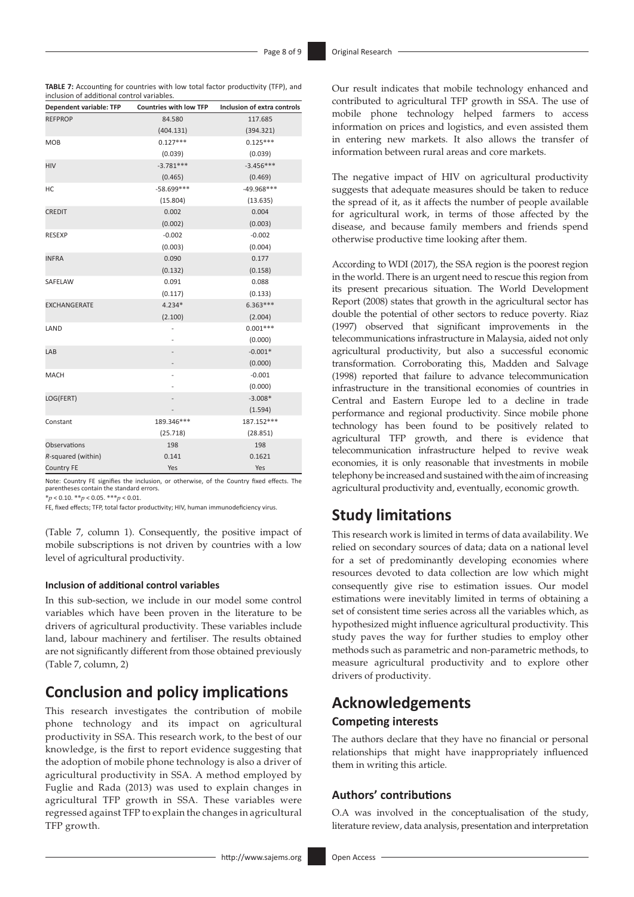**TABLE 7:** Accounting for countries with low total factor productivity (TFP), and inclusion of additional control variables.

| Dependent variable: TFP | Countries with low TFP | Inclusion of extra controls |
|---|---|---|
| REFPROP | 84.580 | 117.685 |
| | (404.131) | (394.321) |
| MOB | 0.127*** | 0.125*** |
| | (0.039) | (0.039) |
| HIV | -3.781*** | -3.456*** |
| | (0.465) | (0.469) |
| HC | -58.699*** | -49.968*** |
| | (15.804) | (13.635) |
| CREDIT | 0.002 | 0.004 |
| | (0.002) | (0.003) |
| RESEXP | -0.002 | -0.002 |
| | (0.003) | (0.004) |
| INFRA | 0.090 | 0.177 |
| | (0.132) | (0.158) |
| SAFELAW | 0.091 | 0.088 |
| | (0.117) | (0.133) |
| EXCHANGERATE | 4.234* | 6.363*** |
| | (2.100) | (2.004) |
| LAND | - | 0.001*** |
| | - | (0.000) |
| LAB | - | -0.001* |
| | - | (0.000) |
| MACH | - | -0.001 |
| | - | (0.000) |
| LOG(FERT) | - | -3.008* |
| | - | (1.594) |
| Constant | 189.346*** | 187.152*** |
| | (25.718) | (28.851) |
| Observations | 198 | 198 |
| *R*-squared (within) | 0.141 | 0.1621 |
| Country FE | Yes | Yes |

Note: Country FE signifies the inclusion, or otherwise, of the Country fixed effects. The parentheses contain the standard errors.

*$p < 0.10$. **$p < 0.05$. ***$p < 0.01$.

FE, fixed effects; TFP, total factor productivity; HIV, human immunodeficiency virus.

(Table 7, column 1). Consequently, the positive impact of mobile subscriptions is not driven by countries with a low level of agricultural productivity.

#### Inclusion of additional control variables

In this sub-section, we include in our model some control variables which have been proven in the literature to be drivers of agricultural productivity. These variables include land, labour machinery and fertiliser. The results obtained are not significantly different from those obtained previously (Table 7, column, 2)

## Conclusion and policy implications

This research investigates the contribution of mobile phone technology and its impact on agricultural productivity in SSA. This research work, to the best of our knowledge, is the first to report evidence suggesting that the adoption of mobile phone technology is also a driver of agricultural productivity in SSA. A method employed by Fuglie and Rada (2013) was used to explain changes in agricultural TFP growth in SSA. These variables were regressed against TFP to explain the changes in agricultural TFP growth.

Our result indicates that mobile technology enhanced and contributed to agricultural TFP growth in SSA. The use of mobile phone technology helped farmers to access information on prices and logistics, and even assisted them in entering new markets. It also allows the transfer of information between rural areas and core markets.

The negative impact of HIV on agricultural productivity suggests that adequate measures should be taken to reduce the spread of it, as it affects the number of people available for agricultural work, in terms of those affected by the disease, and because family members and friends spend otherwise productive time looking after them.

According to WDI (2017), the SSA region is the poorest region in the world. There is an urgent need to rescue this region from its present precarious situation. The World Development Report (2008) states that growth in the agricultural sector has double the potential of other sectors to reduce poverty. Riaz (1997) observed that significant improvements in the telecommunications infrastructure in Malaysia, aided not only agricultural productivity, but also a successful economic transformation. Corroborating this, Madden and Salvage (1998) reported that failure to advance telecommunication infrastructure in the transitional economies of countries in Central and Eastern Europe led to a decline in trade performance and regional productivity. Since mobile phone technology has been found to be positively related to agricultural TFP growth, and there is evidence that telecommunication infrastructure helped to revive weak economies, it is only reasonable that investments in mobile telephony be increased and sustained with the aim of increasing agricultural productivity and, eventually, economic growth.

## Study limitations

This research work is limited in terms of data availability. We relied on secondary sources of data; data on a national level for a set of predominantly developing economies where resources devoted to data collection are low which might consequently give rise to estimation issues. Our model estimations were inevitably limited in terms of obtaining a set of consistent time series across all the variables which, as hypothesized might influence agricultural productivity. This study paves the way for further studies to employ other methods such as parametric and non-parametric methods, to measure agricultural productivity and to explore other drivers of productivity.

## Acknowledgements

### Competing interests

The authors declare that they have no financial or personal relationships that might have inappropriately influenced them in writing this article.

### Authors' contributions

O.A was involved in the conceptualisation of the study, literature review, data analysis, presentation and interpretation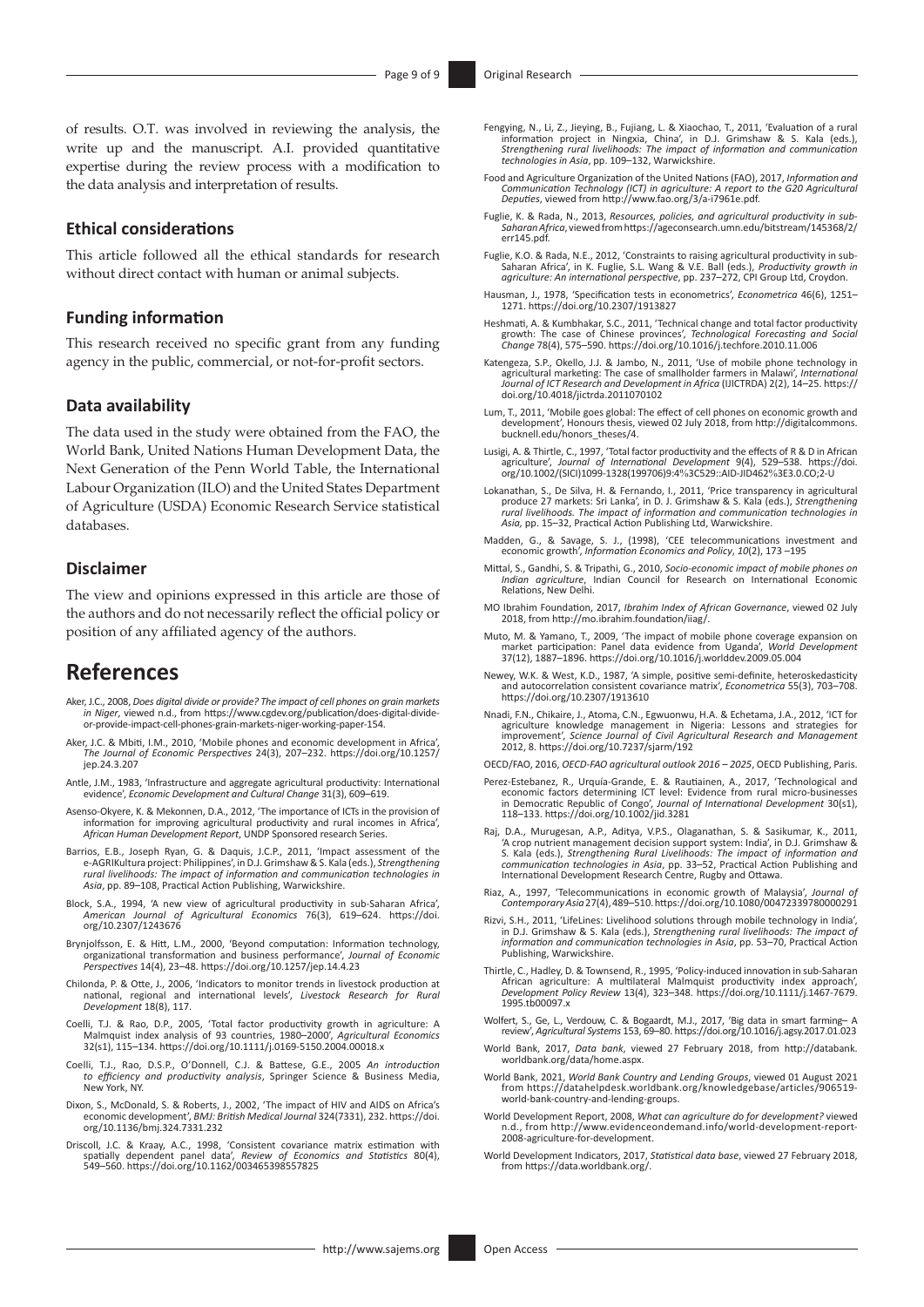of results. O.T. was involved in reviewing the analysis, the write up and the manuscript. A.I. provided quantitative expertise during the review process with a modification to the data analysis and interpretation of results.

### Ethical considerations

This article followed all the ethical standards for research without direct contact with human or animal subjects.

### Funding information

This research received no specific grant from any funding agency in the public, commercial, or not-for-profit sectors.

### Data availability

The data used in the study were obtained from the FAO, the World Bank, United Nations Human Development Data, the Next Generation of the Penn World Table, the International Labour Organization (ILO) and the United States Department of Agriculture (USDA) Economic Research Service statistical databases.

### Disclaimer

The view and opinions expressed in this article are those of the authors and do not necessarily reflect the official policy or position of any affiliated agency of the authors.

## References

Aker, J.C., 2008, *Does digital divide or provide? The impact of cell phones on grain markets in Niger*, viewed n.d., from https://www.cgdev.org/publication/does-digital-divide-or-provide-impact-cell-phones-grain-markets-niger-working-paper-154.

Aker, J.C. & Mbiti, I.M., 2010, 'Mobile phones and economic development in Africa', *The Journal of Economic Perspectives* 24(3), 207–232. https://doi.org/10.1257/jep.24.3.207

Antle, J.M., 1983, 'Infrastructure and aggregate agricultural productivity: International evidence', *Economic Development and Cultural Change* 31(3), 609–619.

Asenso-Okyere, K. & Mekonnen, D.A., 2012, 'The importance of ICTs in the provision of information for improving agricultural productivity and rural incomes in Africa', *African Human Development Report*, UNDP Sponsored research Series.

Barrios, E.B., Joseph Ryan, G. & Daquis, J.C.P., 2011, 'Impact assessment of the e-AGRIKultura project: Philippines', in D.J. Grimshaw & S. Kala (eds.), *Strengthening rural livelihoods: The impact of information and communication technologies in Asia*, pp. 89–108, Practical Action Publishing, Warwickshire.

Block, S.A., 1994, 'A new view of agricultural productivity in sub-Saharan Africa', *American Journal of Agricultural Economics* 76(3), 619–624. https://doi.org/10.2307/1243676

Brynjolfsson, E. & Hitt, L.M., 2000, 'Beyond computation: Information technology, organizational transformation and business performance', *Journal of Economic Perspectives* 14(4), 23–48. https://doi.org/10.1257/jep.14.4.23

Chilonda, P. & Otte, J., 2006, 'Indicators to monitor trends in livestock production at national, regional and international levels', *Livestock Research for Rural Development* 18(8), 117.

Coelli, T.J. & Rao, D.P., 2005, 'Total factor productivity growth in agriculture: A Malmquist index analysis of 93 countries, 1980–2000', *Agricultural Economics* 32(s1), 115–134. https://doi.org/10.1111/j.0169-5150.2004.00018.x

Coelli, T.J., Rao, D.S.P., O'Donnell, C.J. & Battese, G.E., 2005 *An introduction to efficiency and productivity analysis*, Springer Science & Business Media, New York, NY.

Dixon, S., McDonald, S. & Roberts, J., 2002, 'The impact of HIV and AIDS on Africa's economic development', *BMJ: British Medical Journal* 324(7331), 232. https://doi.org/10.1136/bmj.324.7331.232

Driscoll, J.C. & Kraay, A.C., 1998, 'Consistent covariance matrix estimation with spatially dependent panel data', *Review of Economics and Statistics* 80(4), 549–560. https://doi.org/10.1162/003465398557825

Fengying, N., Li, Z., Jieying, B., Fujiang, L. & Xiaochao, T., 2011, 'Evaluation of a rural information project in Ningxia, China', in D.J. Grimshaw & S. Kala (eds.), *Strengthening rural livelihoods: The impact of information and communication technologies in Asia*, pp. 109–132, Warwickshire.

Food and Agriculture Organization of the United Nations (FAO), 2017, *Information and Communication Technology (ICT) in agriculture: A report to the G20 Agricultural Deputies*, viewed from http://www.fao.org/3/a-i7961e.pdf.

Fuglie, K. & Rada, N., 2013, *Resources, policies, and agricultural productivity in sub-Saharan Africa*, viewed from https://ageconsearch.umn.edu/bitstream/145368/2/err145.pdf.

Fuglie, K.O. & Rada, N.E., 2012, 'Constraints to raising agricultural productivity in sub-Saharan Africa', in K. Fuglie, S.L. Wang & V.E. Ball (eds.), *Productivity growth in agriculture: An international perspective*, pp. 237–272, CPI Group Ltd, Croydon.

Hausman, J., 1978, 'Specification tests in econometrics', *Econometrica* 46(6), 1251–1271. https://doi.org/10.2307/1913827

Heshmati, A. & Kumbhakar, S.C., 2011, 'Technical change and total factor productivity growth: The case of Chinese provinces', *Technological Forecasting and Social Change* 78(4), 575–590. https://doi.org/10.1016/j.techfore.2010.11.006

Katengeza, S.P., Okello, J.J. & Jambo, N., 2011, 'Use of mobile phone technology in agricultural marketing: The case of smallholder farmers in Malawi', *International Journal of ICT Research and Development in Africa* (IJICTRDA) 2(2), 14–25. https://doi.org/10.4018/jictrda.2011070102

Lum, T., 2011, 'Mobile goes global: The effect of cell phones on economic growth and development', Honours thesis, viewed 02 July 2018, from http://digitalcommons.bucknell.edu/honors_theses/4.

Lusigi, A. & Thirtle, C., 1997, 'Total factor productivity and the effects of R & D in African agriculture', *Journal of International Development* 9(4), 529–538. https://doi.org/10.1002/(SICI)1099-1328(199706)9:4%3C529::AID-JID462%3E3.0.CO;2-U

Lokanathan, S., De Silva, H. & Fernando, I., 2011, 'Price transparency in agricultural produce 27 markets: Sri Lanka', in D. J. Grimshaw & S. Kala (eds.), *Strengthening rural livelihoods. The impact of information and communication technologies in Asia,* pp. 15–32, Practical Action Publishing Ltd, Warwickshire.

Madden, G., & Savage, S. J., (1998), 'CEE telecommunications investment and economic growth', *Information Economics and Policy*, *10*(2), 173 –195

Mittal, S., Gandhi, S. & Tripathi, G., 2010, *Socio-economic impact of mobile phones on Indian agriculture*, Indian Council for Research on International Economic Relations, New Delhi.

MO Ibrahim Foundation, 2017, *Ibrahim Index of African Governance*, viewed 02 July 2018, from http://mo.ibrahim.foundation/iiag/.

Muto, M. & Yamano, T., 2009, 'The impact of mobile phone coverage expansion on market participation: Panel data evidence from Uganda', *World Development* 37(12), 1887–1896. https://doi.org/10.1016/j.worlddev.2009.05.004

Newey, W.K. & West, K.D., 1987, 'A simple, positive semi-definite, heteroskedasticity and autocorrelation consistent covariance matrix', *Econometrica* 55(3), 703–708. https://doi.org/10.2307/1913610

Nnadi, F.N., Chikaire, J., Atoma, C.N., Egwuonwu, H.A. & Echetama, J.A., 2012, 'ICT for agriculture knowledge management in Nigeria: Lessons and strategies for improvement', *Science Journal of Civil Agricultural Research and Management* 2012, 8. https://doi.org/10.7237/sjarm/192

OECD/FAO, 2016, *OECD-FAO agricultural outlook 2016 – 2025*, OECD Publishing, Paris.

Perez-Estebanez, R., Urquía-Grande, E. & Rautiainen, A., 2017, 'Technological and economic factors determining ICT level: Evidence from rural micro-businesses in Democratic Republic of Congo', *Journal of International Development* 30(s1), 118–133. https://doi.org/10.1002/jid.3281

Raj, D.A., Murugesan, A.P., Aditya, V.P.S., Olaganathan, S. & Sasikumar, K., 2011, 'A crop nutrient management decision support system: India', in D.J. Grimshaw & S. Kala (eds.), *Strengthening Rural Livelihoods: The impact of information and communication technologies in Asia*, pp. 33–52, Practical Action Publishing and International Development Research Centre, Rugby and Ottawa.

Riaz, A., 1997, 'Telecommunications in economic growth of Malaysia', *Journal of Contemporary Asia* 27(4), 489–510. https://doi.org/10.1080/00472339780000291

Rizvi, S.H., 2011, 'LifeLines: Livelihood solutions through mobile technology in India', in D.J. Grimshaw & S. Kala (eds.), *Strengthening rural livelihoods: The impact of information and communication technologies in Asia*, pp. 53–70, Practical Action Publishing, Warwickshire.

Thirtle, C., Hadley, D. & Townsend, R., 1995, 'Policy-induced innovation in sub-Saharan African agriculture: A multilateral Malmquist productivity index approach', *Development Policy Review* 13(4), 323–348. https://doi.org/10.1111/j.1467-7679.1995.tb00097.x

Wolfert, S., Ge, L., Verdouw, C. & Bogaardt, M.J., 2017, 'Big data in smart farming– A review', *Agricultural Systems* 153, 69–80. https://doi.org/10.1016/j.agsy.2017.01.023

World Bank, 2017, *Data bank*, viewed 27 February 2018, from http://databank.worldbank.org/data/home.aspx.

World Bank, 2021, *World Bank Country and Lending Groups*, viewed 01 August 2021 from https://datahelpdesk.worldbank.org/knowledgebase/articles/906519-world-bank-country-and-lending-groups.

World Development Report, 2008, *What can agriculture do for development?* viewed n.d., from http://www.evidenceondemand.info/world-development-report-2008-agriculture-for-development.

World Development Indicators, 2017, *Statistical data base*, viewed 27 February 2018, from https://data.worldbank.org/.